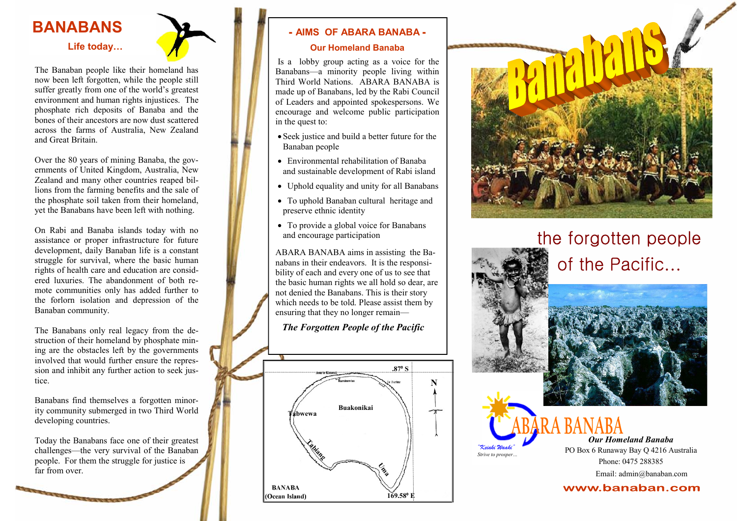# BANABANS

### Life today…

The Banaban people like their homeland has now been left forgotten, while the people still suffer greatly from one of the world's greatest environment and human rights injustices. The phosphate rich deposits of Banaba and the bones of their ancestors are now dust scattered across the farms of Australia, New Zealand and Great Britain.

Over the 80 years of mining Banaba, the governments of United Kingdom, Australia, New Zealand and many other countries reaped billions from the farming benefits and the sale of the phosphate soil taken from their homeland, yet the Banabans have been left with nothing.

On Rabi and Banaba islands today with no assistance or proper infrastructure for future development, daily Banaban life is a constant struggle for survival, where the basic human rights of health care and education are considered luxuries. The abandonment of both remote communities only has added further to the forlorn isolation and depression of the Banaban community.

The Banabans only real legacy from the destruction of their homeland by phosphate mining are the obstacles left by the governments involved that would further ensure the repression and inhibit any further action to seek justice.

Banabans find themselves a forgotten minority community submerged in two Third World developing countries.

Today the Banabans face one of their greatest challenges—the very survival of the Banaban people. For them the struggle for justice is far from over.

## - AIMS OF ABARA BANABA -

### Our Homeland Banaba

Is a lobby group acting as a voice for the Banabans—a minority people living within Third World Nations. ABARA BANABA is made up of Banabans, led by the Rabi Council of Leaders and appointed spokespersons. We encourage and welcome public participation in the quest to:

- Seek justice and build a better future for the Banaban people
- Environmental rehabilitation of Banaba and sustainable development of Rabi island
- Uphold equality and unity for all Banabans
- To uphold Banaban cultural heritage and preserve ethnic identity
- To provide a global voice for Banabans and encourage participation

ABARA BANABA aims in assisting the Banabans in their endeavors. It is the responsibility of each and every one of us to see that the basic human rights we all hold so dear, are not denied the Banabans. This is their story which needs to be told. Please assist them by ensuring that they no longer remain—

***The Forgotten People of the Pacific***

.87° S

N

Buakonikai

Tabwewa

Tabiang

Uma

BANABA
(Ocean Island)

169.58° E

# Banabans

## the forgotten people of the Pacific…

ABARA BANABA

*"Keiaki Waaki"*
*Strive to prosper…*

***Our Homeland Banaba***

PO Box 6 Runaway Bay Q 4216 Australia

Phone: 0475 288385

Email: admin@banaban.com

**www.banaban.com**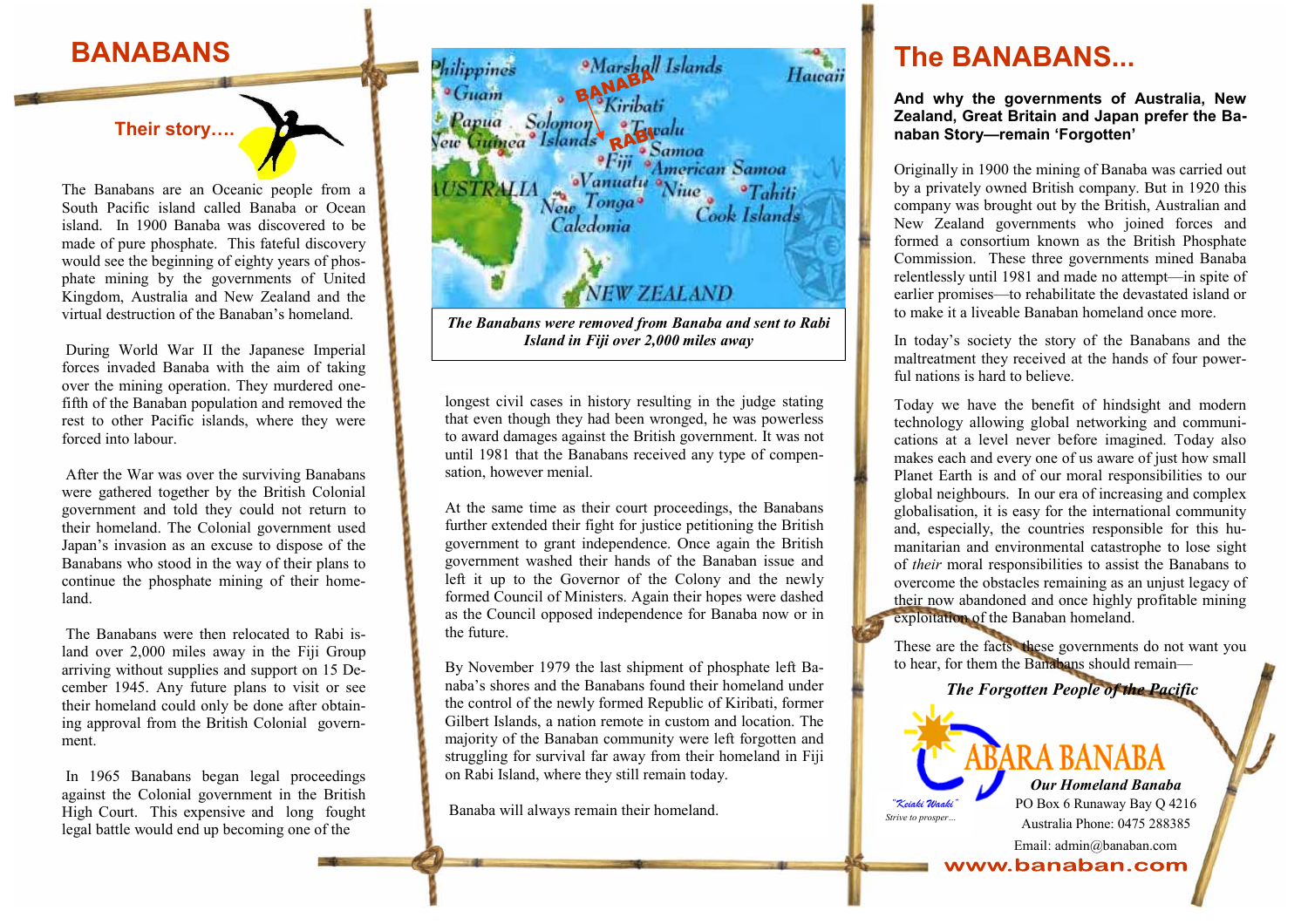# BANABANS

## Their story….

The Banabans are an Oceanic people from a South Pacific island called Banaba or Ocean island. In 1900 Banaba was discovered to be made of pure phosphate. This fateful discovery would see the beginning of eighty years of phosphate mining by the governments of United Kingdom, Australia and New Zealand and the virtual destruction of the Banaban's homeland.

During World War II the Japanese Imperial forces invaded Banaba with the aim of taking over the mining operation. They murdered one-fifth of the Banaban population and removed the rest to other Pacific islands, where they were forced into labour.

After the War was over the surviving Banabans were gathered together by the British Colonial government and told they could not return to their homeland. The Colonial government used Japan's invasion as an excuse to dispose of the Banabans who stood in the way of their plans to continue the phosphate mining of their homeland.

The Banabans were then relocated to Rabi island over 2,000 miles away in the Fiji Group arriving without supplies and support on 15 December 1945. Any future plans to visit or see their homeland could only be done after obtaining approval from the British Colonial government.

In 1965 Banabans began legal proceedings against the Colonial government in the British High Court. This expensive and long fought legal battle would end up becoming one of the longest civil cases in history resulting in the judge stating that even though they had been wronged, he was powerless to award damages against the British government. It was not until 1981 that the Banabans received any type of compensation, however menial.

Philippines, Guam, Marshall Islands, Hawaii, BANABA, Kiribati, Papua New Guinea, Solomon Islands, Tuvalu, RABI, Samoa, Fiji, American Samoa, AUSTRALIA, Vanuatu, Niue, Tahiti, New Caledonia, Tonga, Cook Islands, NEW ZEALAND

***The Banabans were removed from Banaba and sent to Rabi Island in Fiji over 2,000 miles away***

At the same time as their court proceedings, the Banabans further extended their fight for justice petitioning the British government to grant independence. Once again the British government washed their hands of the Banaban issue and left it up to the Governor of the Colony and the newly formed Council of Ministers. Again their hopes were dashed as the Council opposed independence for Banaba now or in the future.

By November 1979 the last shipment of phosphate left Banaba's shores and the Banabans found their homeland under the control of the newly formed Republic of Kiribati, former Gilbert Islands, a nation remote in custom and location. The majority of the Banaban community were left forgotten and struggling for survival far away from their homeland in Fiji on Rabi Island, where they still remain today.

Banaba will always remain their homeland.

# The BANABANS...

**And why the governments of Australia, New Zealand, Great Britain and Japan prefer the Banaban Story—remain 'Forgotten'**

Originally in 1900 the mining of Banaba was carried out by a privately owned British company. But in 1920 this company was brought out by the British, Australian and New Zealand governments who joined forces and formed a consortium known as the British Phosphate Commission. These three governments mined Banaba relentlessly until 1981 and made no attempt—in spite of earlier promises—to rehabilitate the devastated island or to make it a liveable Banaban homeland once more.

In today's society the story of the Banabans and the maltreatment they received at the hands of four powerful nations is hard to believe.

Today we have the benefit of hindsight and modern technology allowing global networking and communications at a level never before imagined. Today also makes each and every one of us aware of just how small Planet Earth is and of our moral responsibilities to our global neighbours. In our era of increasing and complex globalisation, it is easy for the international community and, especially, the countries responsible for this humanitarian and environmental catastrophe to lose sight of *their* moral responsibilities to assist the Banabans to overcome the obstacles remaining as an unjust legacy of their now abandoned and once highly profitable mining exploitation of the Banaban homeland.

These are the facts these governments do not want you to hear, for them the Banabans should remain—

***The Forgotten People of the Pacific***

ABARA BANABA

***Our Homeland Banaba***

*"Keiaki Waaki"*
*Strive to prosper…*

PO Box 6 Runaway Bay Q 4216
Australia Phone: 0475 288385
Email: admin@banaban.com

**www.banaban.com**